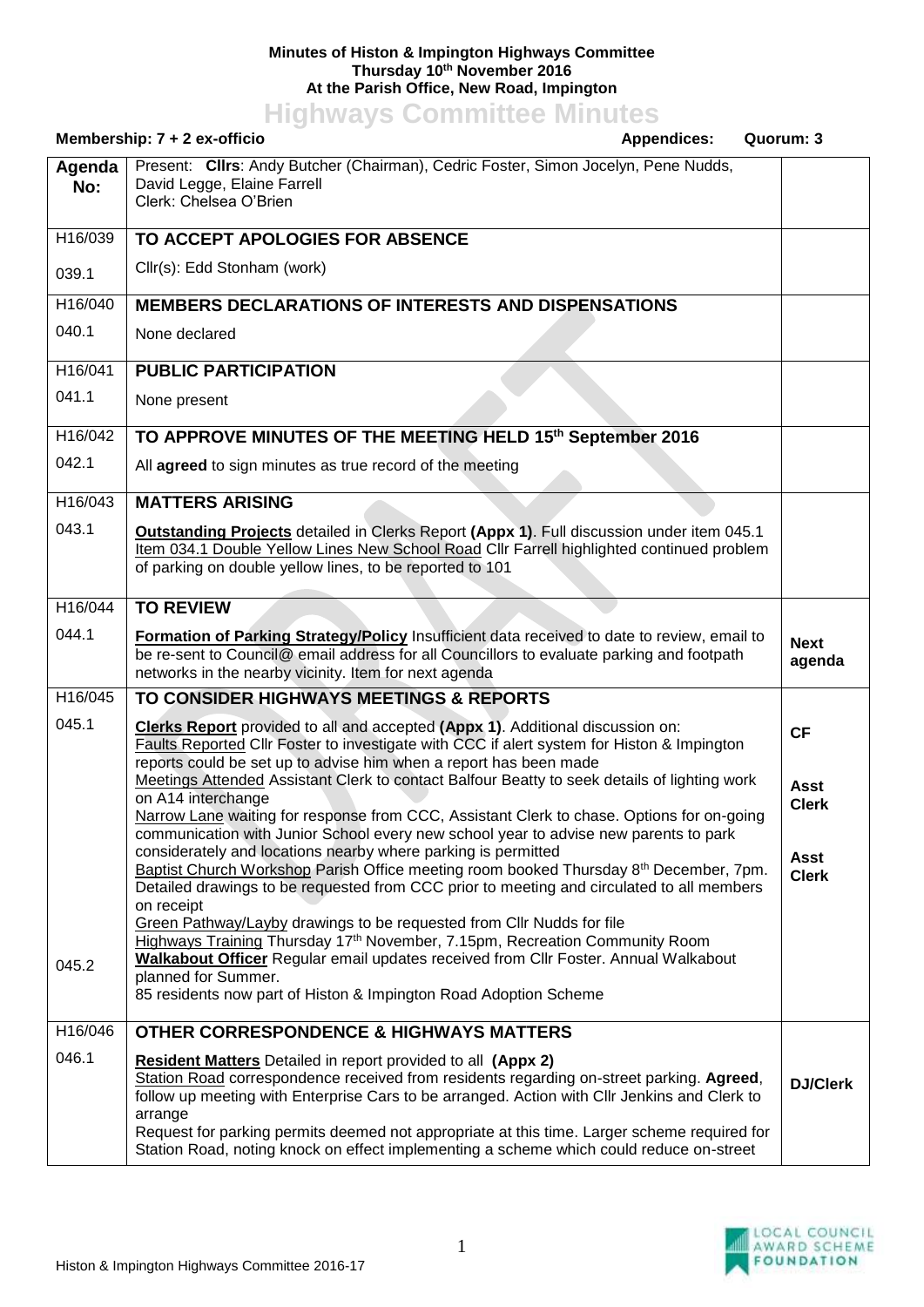**Minutes of Histon & Impington Highways Committee**
**Thursday 10th November 2016**
**At the Parish Office, New Road, Impington**

# Highways Committee Minutes

**Membership: 7 + 2 ex-officio** **Appendices:** **Quorum: 3**

| **Agenda No:** | Present: **Cllrs**: Andy Butcher (Chairman), Cedric Foster, Simon Jocelyn, Pene Nudds, David Legge, Elaine Farrell<br>Clerk: Chelsea O'Brien | |
|---|---|---|
| H16/039 | **TO ACCEPT APOLOGIES FOR ABSENCE** | |
| 039.1 | Cllr(s): Edd Stonham (work) | |
| H16/040 | **MEMBERS DECLARATIONS OF INTERESTS AND DISPENSATIONS** | |
| 040.1 | None declared | |
| H16/041 | **PUBLIC PARTICIPATION** | |
| 041.1 | None present | |
| H16/042 | **TO APPROVE MINUTES OF THE MEETING HELD 15th September 2016** | |
| 042.1 | All **agreed** to sign minutes as true record of the meeting | |
| H16/043 | **MATTERS ARISING** | |
| 043.1 | **Outstanding Projects** detailed in Clerks Report **(Appx 1)**. Full discussion under item 045.1<br>Item 034.1 Double Yellow Lines New School Road Cllr Farrell highlighted continued problem of parking on double yellow lines, to be reported to 101 | |
| H16/044 | **TO REVIEW** | |
| 044.1 | **Formation of Parking Strategy/Policy** Insufficient data received to date to review, email to be re-sent to Council@ email address for all Councillors to evaluate parking and footpath networks in the nearby vicinity. Item for next agenda | **Next agenda** |
| H16/045 | **TO CONSIDER HIGHWAYS MEETINGS & REPORTS** | |
| 045.1 | **Clerks Report** provided to all and accepted **(Appx 1)**. Additional discussion on:<br>Faults Reported Cllr Foster to investigate with CCC if alert system for Histon & Impington reports could be set up to advise him when a report has been made<br>Meetings Attended Assistant Clerk to contact Balfour Beatty to seek details of lighting work on A14 interchange<br>Narrow Lane waiting for response from CCC, Assistant Clerk to chase. Options for on-going communication with Junior School every new school year to advise new parents to park considerately and locations nearby where parking is permitted<br>Baptist Church Workshop Parish Office meeting room booked Thursday 8th December, 7pm. Detailed drawings to be requested from CCC prior to meeting and circulated to all members on receipt<br>Green Pathway/Layby drawings to be requested from Cllr Nudds for file<br>Highways Training Thursday 17th November, 7.15pm, Recreation Community Room | **CF**<br><br>**Asst Clerk**<br><br>**Asst Clerk** |
| 045.2 | **Walkabout Officer** Regular email updates received from Cllr Foster. Annual Walkabout planned for Summer.<br>85 residents now part of Histon & Impington Road Adoption Scheme | |
| H16/046 | **OTHER CORRESPONDENCE & HIGHWAYS MATTERS** | |
| 046.1 | **Resident Matters** Detailed in report provided to all **(Appx 2)**<br>Station Road correspondence received from residents regarding on-street parking. **Agreed**, follow up meeting with Enterprise Cars to be arranged. Action with Cllr Jenkins and Clerk to arrange<br>Request for parking permits deemed not appropriate at this time. Larger scheme required for Station Road, noting knock on effect implementing a scheme which could reduce on-street | **DJ/Clerk** |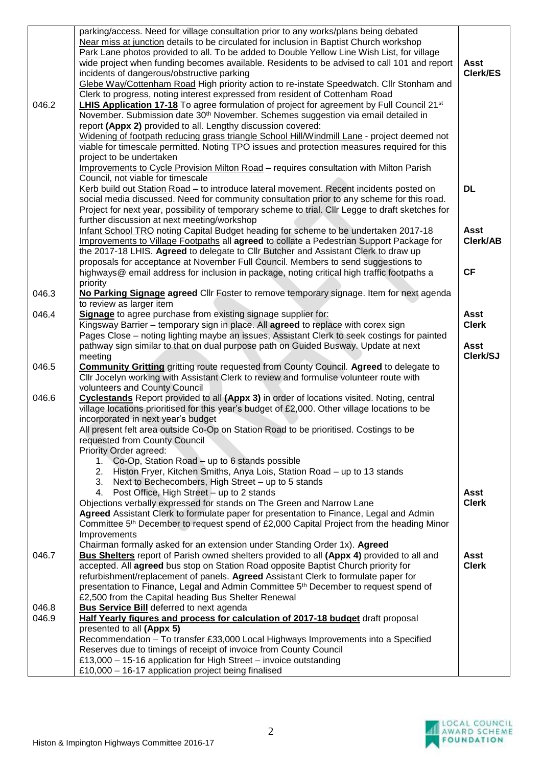| | | |
|---|---|---|
| | parking/access. Need for village consultation prior to any works/plans being debated<br>Near miss at junction details to be circulated for inclusion in Baptist Church workshop<br>Park Lane photos provided to all. To be added to Double Yellow Line Wish List, for village wide project when funding becomes available. Residents to be advised to call 101 and report incidents of dangerous/obstructive parking<br>Glebe Way/Cottenham Road High priority action to re-instate Speedwatch. Cllr Stonham and Clerk to progress, noting interest expressed from resident of Cottenham Road | **Asst Clerk/ES** |
| 046.2 | **LHIS Application 17-18** To agree formulation of project for agreement by Full Council 21st November. Submission date 30th November. Schemes suggestion via email detailed in report **(Appx 2)** provided to all. Lengthy discussion covered:<br>Widening of footpath reducing grass triangle School Hill/Windmill Lane - project deemed not viable for timescale permitted. Noting TPO issues and protection measures required for this project to be undertaken<br>Improvements to Cycle Provision Milton Road – requires consultation with Milton Parish Council, not viable for timescale<br>Kerb build out Station Road – to introduce lateral movement. Recent incidents posted on social media discussed. Need for community consultation prior to any scheme for this road. Project for next year, possibility of temporary scheme to trial. Cllr Legge to draft sketches for further discussion at next meeting/workshop<br>Infant School TRO noting Capital Budget heading for scheme to be undertaken 2017-18<br>Improvements to Village Footpaths all **agreed** to collate a Pedestrian Support Package for the 2017-18 LHIS. **Agreed** to delegate to Cllr Butcher and Assistant Clerk to draw up proposals for acceptance at November Full Council. Members to send suggestions to highways@ email address for inclusion in package, noting critical high traffic footpaths a priority | **DL**<br><br>**Asst Clerk/AB**<br><br>**CF** |
| 046.3 | **No Parking Signage agreed** Cllr Foster to remove temporary signage. Item for next agenda to review as larger item | |
| 046.4 | **Signage** to agree purchase from existing signage supplier for:<br>Kingsway Barrier – temporary sign in place. All **agreed** to replace with corex sign<br>Pages Close – noting lighting maybe an issues, Assistant Clerk to seek costings for painted pathway sign similar to that on dual purpose path on Guided Busway. Update at next meeting | **Asst Clerk**<br><br>**Asst Clerk/SJ** |
| 046.5 | **Community Gritting** gritting route requested from County Council. **Agreed** to delegate to Cllr Jocelyn working with Assistant Clerk to review and formulise volunteer route with volunteers and County Council | |
| 046.6 | **Cyclestands** Report provided to all **(Appx 3)** in order of locations visited. Noting, central village locations prioritised for this year's budget of £2,000. Other village locations to be incorporated in next year's budget<br>All present felt area outside Co-Op on Station Road to be prioritised. Costings to be requested from County Council<br>Priority Order agreed:<br>1. Co-Op, Station Road – up to 6 stands possible<br>2. Histon Fryer, Kitchen Smiths, Anya Lois, Station Road – up to 13 stands<br>3. Next to Bechecombers, High Street – up to 5 stands<br>4. Post Office, High Street – up to 2 stands<br>Objections verbally expressed for stands on The Green and Narrow Lane<br>**Agreed** Assistant Clerk to formulate paper for presentation to Finance, Legal and Admin Committee 5th December to request spend of £2,000 Capital Project from the heading Minor Improvements<br>Chairman formally asked for an extension under Standing Order 1x). **Agreed** | **Asst Clerk** |
| 046.7 | **Bus Shelters** report of Parish owned shelters provided to all **(Appx 4)** provided to all and accepted. All **agreed** bus stop on Station Road opposite Baptist Church priority for refurbishment/replacement of panels. **Agreed** Assistant Clerk to formulate paper for presentation to Finance, Legal and Admin Committee 5th December to request spend of £2,500 from the Capital heading Bus Shelter Renewal | **Asst Clerk** |
| 046.8 | **Bus Service Bill** deferred to next agenda | |
| 046.9 | **Half Yearly figures and process for calculation of 2017-18 budget** draft proposal presented to all **(Appx 5)**<br>Recommendation – To transfer £33,000 Local Highways Improvements into a Specified Reserves due to timings of receipt of invoice from County Council<br>£13,000 – 15-16 application for High Street – invoice outstanding<br>£10,000 – 16-17 application project being finalised | |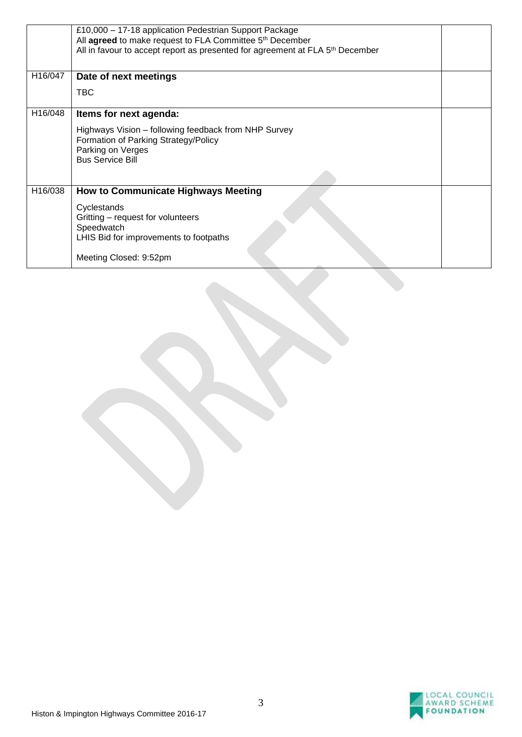| | | |
|---|---|---|
| | £10,000 – 17-18 application Pedestrian Support Package<br>All **agreed** to make request to FLA Committee 5th December<br>All in favour to accept report as presented for agreement at FLA 5th December | |
| H16/047 | **Date of next meetings**<br><br>TBC | |
| H16/048 | **Items for next agenda:**<br><br>Highways Vision – following feedback from NHP Survey<br>Formation of Parking Strategy/Policy<br>Parking on Verges<br>Bus Service Bill | |
| H16/038 | **How to Communicate Highways Meeting**<br><br>Cyclestands<br>Gritting – request for volunteers<br>Speedwatch<br>LHIS Bid for improvements to footpaths<br><br>Meeting Closed: 9:52pm | |

DRAFT